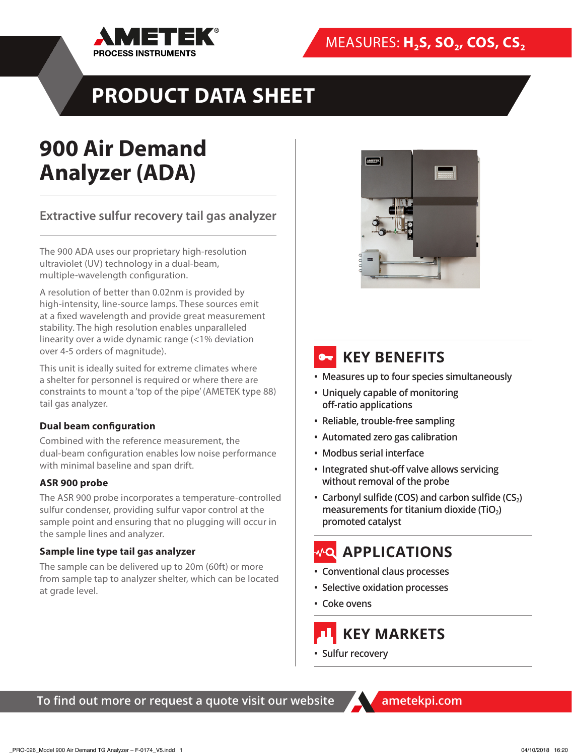AMETEK PROCESS INSTRUMENTS

MEASURES: $H_2S$, $SO_2$, COS, $CS_2$

# PRODUCT DATA SHEET

# 900 Air Demand Analyzer (ADA)

## Extractive sulfur recovery tail gas analyzer

The 900 ADA uses our proprietary high-resolution ultraviolet (UV) technology in a dual-beam, multiple-wavelength configuration.

A resolution of better than 0.02nm is provided by high-intensity, line-source lamps. These sources emit at a fixed wavelength and provide great measurement stability. The high resolution enables unparalleled linearity over a wide dynamic range (<1% deviation over 4-5 orders of magnitude).

This unit is ideally suited for extreme climates where a shelter for personnel is required or where there are constraints to mount a 'top of the pipe' (AMETEK type 88) tail gas analyzer.

### Dual beam configuration

Combined with the reference measurement, the dual-beam configuration enables low noise performance with minimal baseline and span drift.

### ASR 900 probe

The ASR 900 probe incorporates a temperature-controlled sulfur condenser, providing sulfur vapor control at the sample point and ensuring that no plugging will occur in the sample lines and analyzer.

### Sample line type tail gas analyzer

The sample can be delivered up to 20m (60ft) or more from sample tap to analyzer shelter, which can be located at grade level.

## KEY BENEFITS

- Measures up to four species simultaneously
- Uniquely capable of monitoring off-ratio applications
- Reliable, trouble-free sampling
- Automated zero gas calibration
- Modbus serial interface
- Integrated shut-off valve allows servicing without removal of the probe
- Carbonyl sulfide (COS) and carbon sulfide ($CS_2$) measurements for titanium dioxide ($TiO_2$) promoted catalyst

## APPLICATIONS

- Conventional claus processes
- Selective oxidation processes
- Coke ovens

## KEY MARKETS

- Sulfur recovery

To find out more or request a quote visit our website ametekpi.com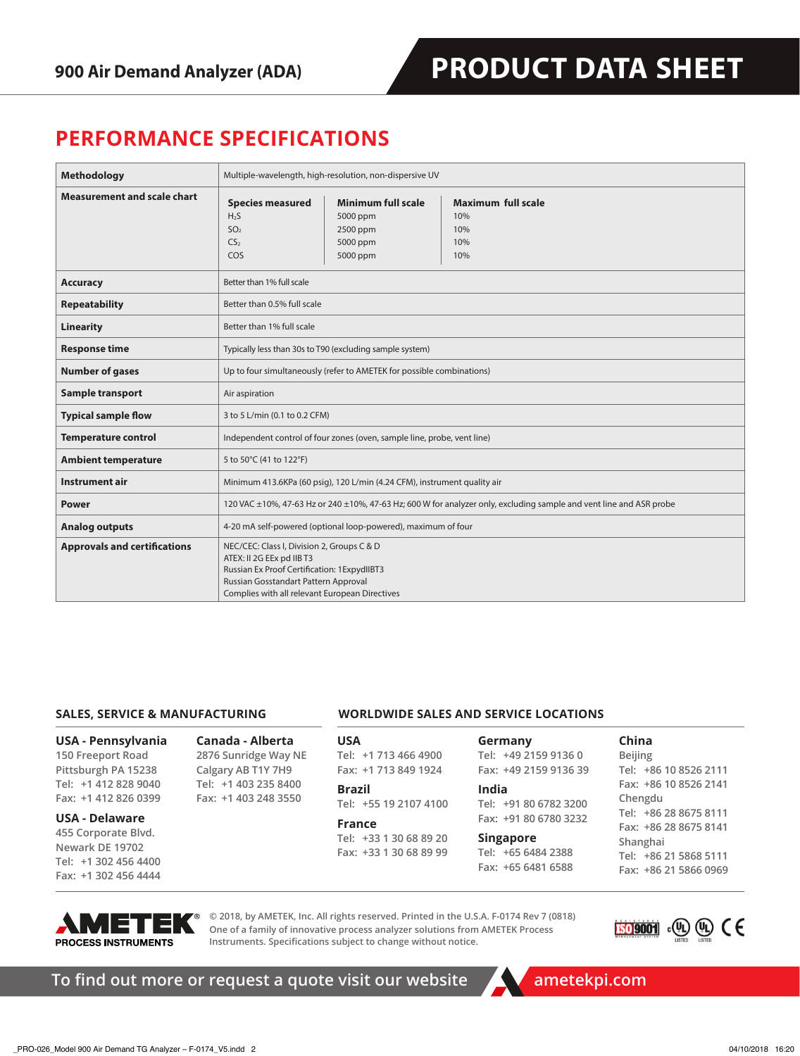# PERFORMANCE SPECIFICATIONS

| | |
|---|---|
| **Methodology** | Multiple-wavelength, high-resolution, non-dispersive UV |
| **Measurement and scale chart** | **Species measured** / **Minimum full scale** / **Maximum full scale**<br>$H_2S$ / 5000 ppm / 10%<br>$SO_2$ / 2500 ppm / 10%<br>$CS_2$ / 5000 ppm / 10%<br>COS / 5000 ppm / 10% |
| **Accuracy** | Better than 1% full scale |
| **Repeatability** | Better than 0.5% full scale |
| **Linearity** | Better than 1% full scale |
| **Response time** | Typically less than 30s to T90 (excluding sample system) |
| **Number of gases** | Up to four simultaneously (refer to AMETEK for possible combinations) |
| **Sample transport** | Air aspiration |
| **Typical sample flow** | 3 to 5 L/min (0.1 to 0.2 CFM) |
| **Temperature control** | Independent control of four zones (oven, sample line, probe, vent line) |
| **Ambient temperature** | 5 to 50°C (41 to 122°F) |
| **Instrument air** | Minimum 413.6KPa (60 psig), 120 L/min (4.24 CFM), instrument quality air |
| **Power** | 120 VAC ±10%, 47-63 Hz or 240 ±10%, 47-63 Hz; 600 W for analyzer only, excluding sample and vent line and ASR probe |
| **Analog outputs** | 4-20 mA self-powered (optional loop-powered), maximum of four |
| **Approvals and certifications** | NEC/CEC: Class I, Division 2, Groups C & D<br>ATEX: II 2G EEx pd IIB T3<br>Russian Ex Proof Certification: 1ExpydIIBT3<br>Russian Gosstandart Pattern Approval<br>Complies with all relevant European Directives |

## SALES, SERVICE & MANUFACTURING

**USA - Pennsylvania**
150 Freeport Road
Pittsburgh PA 15238
Tel: +1 412 828 9040
Fax: +1 412 826 0399

**USA - Delaware**
455 Corporate Blvd.
Newark DE 19702
Tel: +1 302 456 4400
Fax: +1 302 456 4444

**Canada - Alberta**
2876 Sunridge Way NE
Calgary AB T1Y 7H9
Tel: +1 403 235 8400
Fax: +1 403 248 3550

## WORLDWIDE SALES AND SERVICE LOCATIONS

**USA**
Tel: +1 713 466 4900
Fax: +1 713 849 1924

**Brazil**
Tel: +55 19 2107 4100

**France**
Tel: +33 1 30 68 89 20
Fax: +33 1 30 68 89 99

**Germany**
Tel: +49 2159 9136 0
Fax: +49 2159 9136 39

**India**
Tel: +91 80 6782 3200
Fax: +91 80 6780 3232

**Singapore**
Tel: +65 6484 2388
Fax: +65 6481 6588

**China**
Beijing
Tel: +86 10 8526 2111
Fax: +86 10 8526 2141
Chengdu
Tel: +86 28 8675 8111
Fax: +86 28 8675 8141
Shanghai
Tel: +86 21 5868 5111
Fax: +86 21 5866 0969

AMETEK® PROCESS INSTRUMENTS

© 2018, by AMETEK, Inc. All rights reserved. Printed in the U.S.A. F-0174 Rev 7 (0818)
One of a family of innovative process analyzer solutions from AMETEK Process Instruments. Specifications subject to change without notice.

To find out more or request a quote visit our website **ametekpi.com**